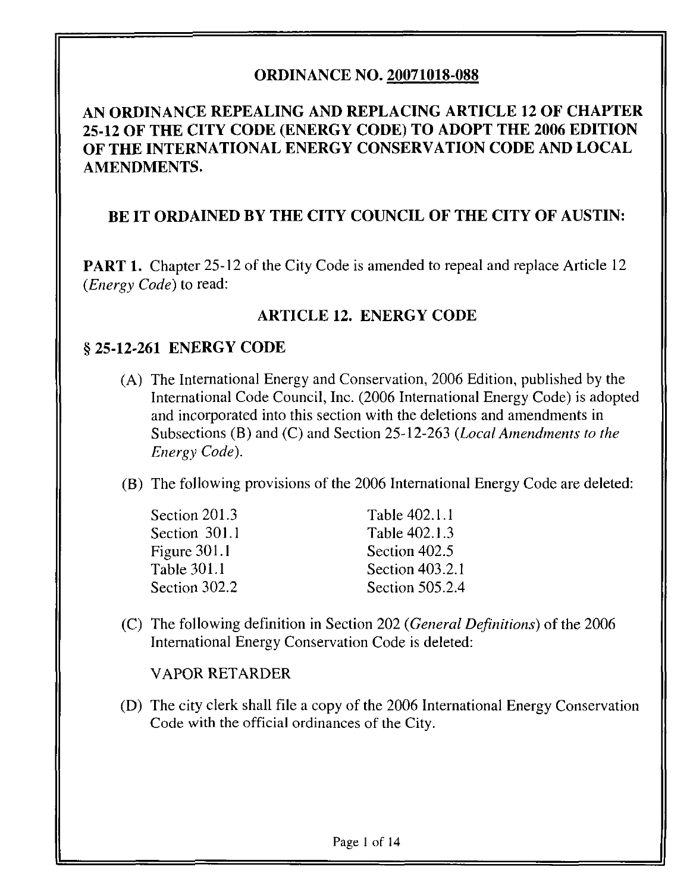# ORDINANCE NO. 20071018-088

## AN ORDINANCE REPEALING AND REPLACING ARTICLE 12 OF CHAPTER 25-12 OF THE CITY CODE (ENERGY CODE) TO ADOPT THE 2006 EDITION OF THE INTERNATIONAL ENERGY CONSERVATION CODE AND LOCAL AMENDMENTS.

## BE IT ORDAINED BY THE CITY COUNCIL OF THE CITY OF AUSTIN:

**PART 1.** Chapter 25-12 of the City Code is amended to repeal and replace Article 12 (*Energy Code*) to read:

### ARTICLE 12. ENERGY CODE

### § 25-12-261 ENERGY CODE

(A) The International Energy and Conservation, 2006 Edition, published by the International Code Council, Inc. (2006 International Energy Code) is adopted and incorporated into this section with the deletions and amendments in Subsections (B) and (C) and Section 25-12-263 (*Local Amendments to the Energy Code*).

(B) The following provisions of the 2006 International Energy Code are deleted:

| | |
|---|---|
| Section 201.3 | Table 402.1.1 |
| Section 301.1 | Table 402.1.3 |
| Figure 301.1 | Section 402.5 |
| Table 301.1 | Section 403.2.1 |
| Section 302.2 | Section 505.2.4 |

(C) The following definition in Section 202 (*General Definitions*) of the 2006 International Energy Conservation Code is deleted:

VAPOR RETARDER

(D) The city clerk shall file a copy of the 2006 International Energy Conservation Code with the official ordinances of the City.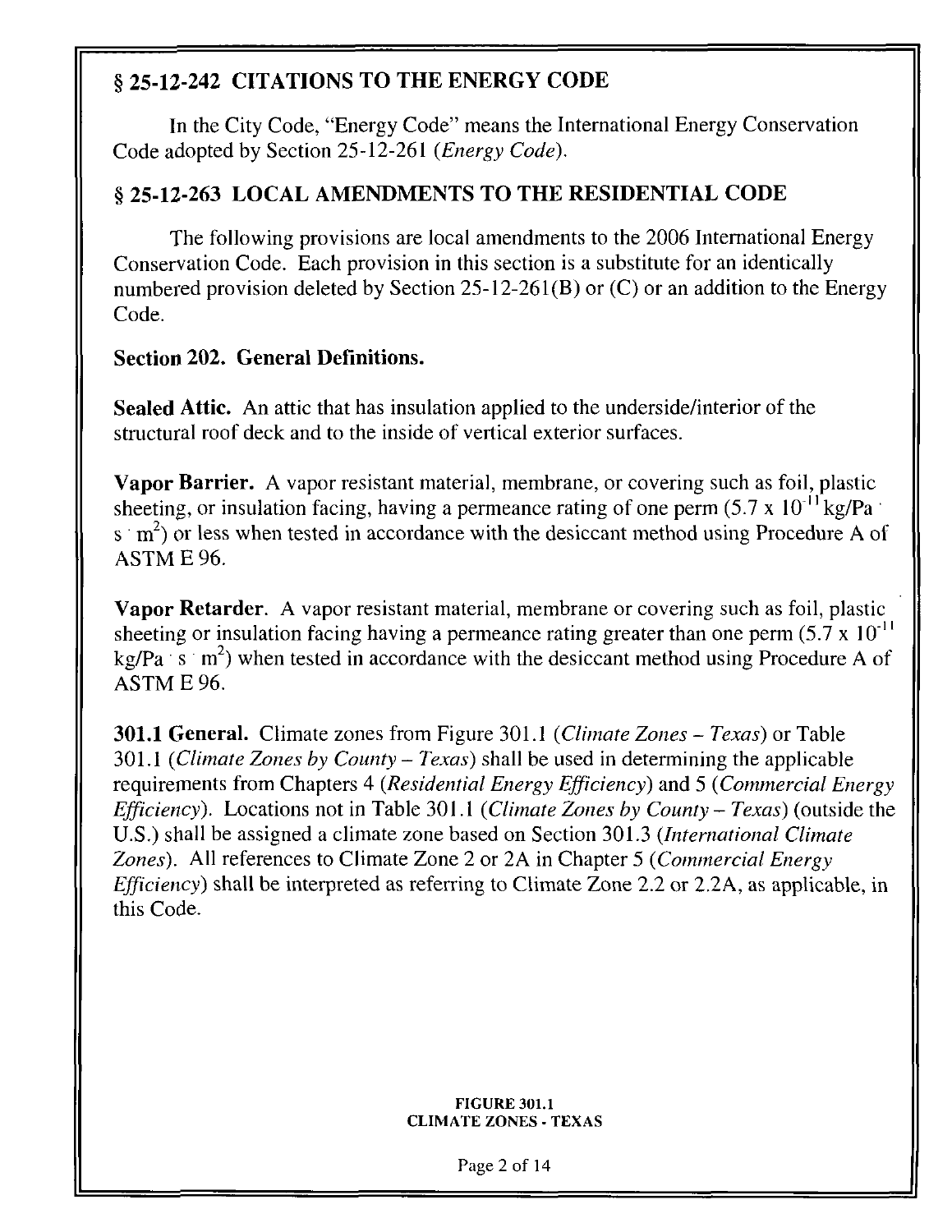## § 25-12-242 CITATIONS TO THE ENERGY CODE

In the City Code, "Energy Code" means the International Energy Conservation Code adopted by Section 25-12-261 (*Energy Code*).

## § 25-12-263 LOCAL AMENDMENTS TO THE RESIDENTIAL CODE

The following provisions are local amendments to the 2006 International Energy Conservation Code. Each provision in this section is a substitute for an identically numbered provision deleted by Section 25-12-261(B) or (C) or an addition to the Energy Code.

### Section 202. General Definitions.

**Sealed Attic.** An attic that has insulation applied to the underside/interior of the structural roof deck and to the inside of vertical exterior surfaces.

**Vapor Barrier.** A vapor resistant material, membrane, or covering such as foil, plastic sheeting, or insulation facing, having a permeance rating of one perm ($5.7 \times 10^{-11}$ kg/Pa · s · m$^2$) or less when tested in accordance with the desiccant method using Procedure A of ASTM E 96.

**Vapor Retarder**. A vapor resistant material, membrane or covering such as foil, plastic sheeting or insulation facing having a permeance rating greater than one perm ($5.7 \times 10^{-11}$ kg/Pa · s · m$^2$) when tested in accordance with the desiccant method using Procedure A of ASTM E 96.

**301.1 General.** Climate zones from Figure 301.1 (*Climate Zones – Texas*) or Table 301.1 (*Climate Zones by County – Texas*) shall be used in determining the applicable requirements from Chapters 4 (*Residential Energy Efficiency*) and 5 (*Commercial Energy Efficiency*). Locations not in Table 301.1 (*Climate Zones by County – Texas*) (outside the U.S.) shall be assigned a climate zone based on Section 301.3 (*International Climate Zones*). All references to Climate Zone 2 or 2A in Chapter 5 (*Commercial Energy Efficiency*) shall be interpreted as referring to Climate Zone 2.2 or 2.2A, as applicable, in this Code.

**FIGURE 301.1**
**CLIMATE ZONES - TEXAS**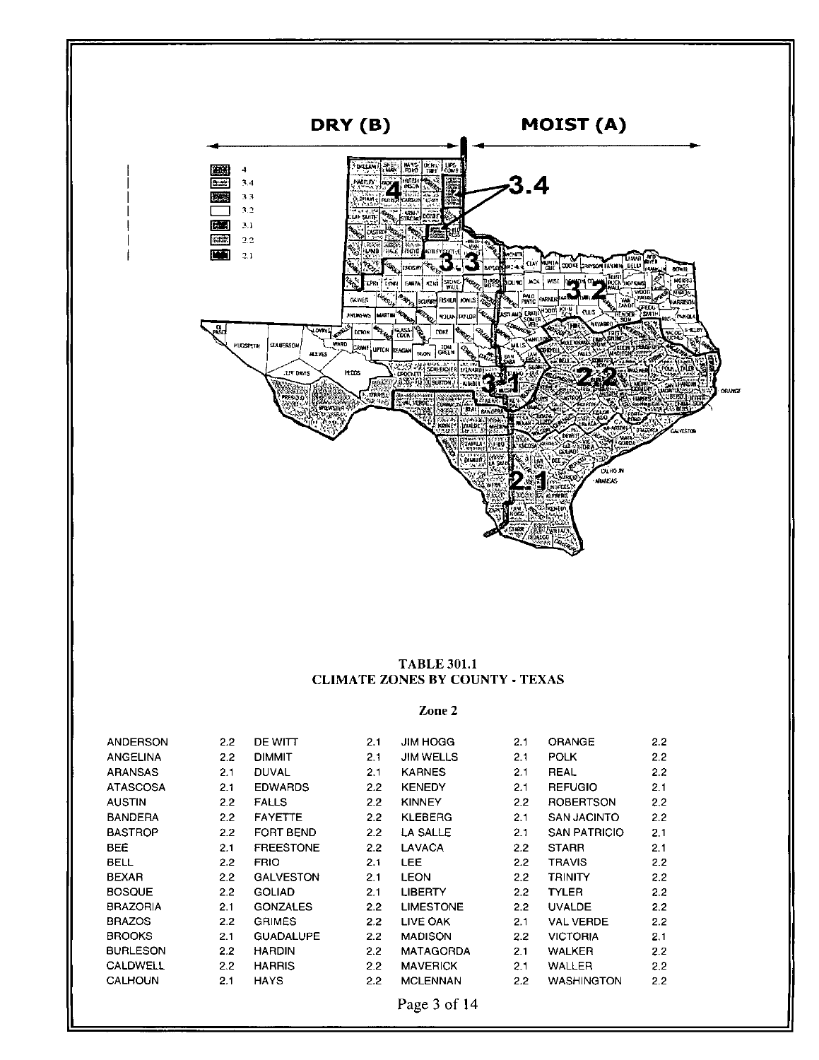DRY (B)

MOIST (A)

4
3.4
3.3
3.2
3.1
2.2
2.1

## TABLE 301.1
## CLIMATE ZONES BY COUNTY - TEXAS

### Zone 2

| | | | | | | | |
|---|---|---|---|---|---|---|---|
| ANDERSON | 2.2 | DE WITT | 2.1 | JIM HOGG | 2.1 | ORANGE | 2.2 |
| ANGELINA | 2.2 | DIMMIT | 2.1 | JIM WELLS | 2.1 | POLK | 2.2 |
| ARANSAS | 2.1 | DUVAL | 2.1 | KARNES | 2.1 | REAL | 2.2 |
| ATASCOSA | 2.1 | EDWARDS | 2.2 | KENEDY | 2.1 | REFUGIO | 2.1 |
| AUSTIN | 2.2 | FALLS | 2.2 | KINNEY | 2.2 | ROBERTSON | 2.2 |
| BANDERA | 2.2 | FAYETTE | 2.2 | KLEBERG | 2.1 | SAN JACINTO | 2.2 |
| BASTROP | 2.2 | FORT BEND | 2.2 | LA SALLE | 2.1 | SAN PATRICIO | 2.1 |
| BEE | 2.1 | FREESTONE | 2.2 | LAVACA | 2.2 | STARR | 2.1 |
| BELL | 2.2 | FRIO | 2.1 | LEE | 2.2 | TRAVIS | 2.2 |
| BEXAR | 2.2 | GALVESTON | 2.1 | LEON | 2.2 | TRINITY | 2.2 |
| BOSQUE | 2.2 | GOLIAD | 2.1 | LIBERTY | 2.2 | TYLER | 2.2 |
| BRAZORIA | 2.1 | GONZALES | 2.2 | LIMESTONE | 2.2 | UVALDE | 2.2 |
| BRAZOS | 2.2 | GRIMES | 2.2 | LIVE OAK | 2.1 | VAL VERDE | 2.2 |
| BROOKS | 2.1 | GUADALUPE | 2.2 | MADISON | 2.2 | VICTORIA | 2.1 |
| BURLESON | 2.2 | HARDIN | 2.2 | MATAGORDA | 2.1 | WALKER | 2.2 |
| CALDWELL | 2.2 | HARRIS | 2.2 | MAVERICK | 2.1 | WALLER | 2.2 |
| CALHOUN | 2.1 | HAYS | 2.2 | MCLENNAN | 2.2 | WASHINGTON | 2.2 |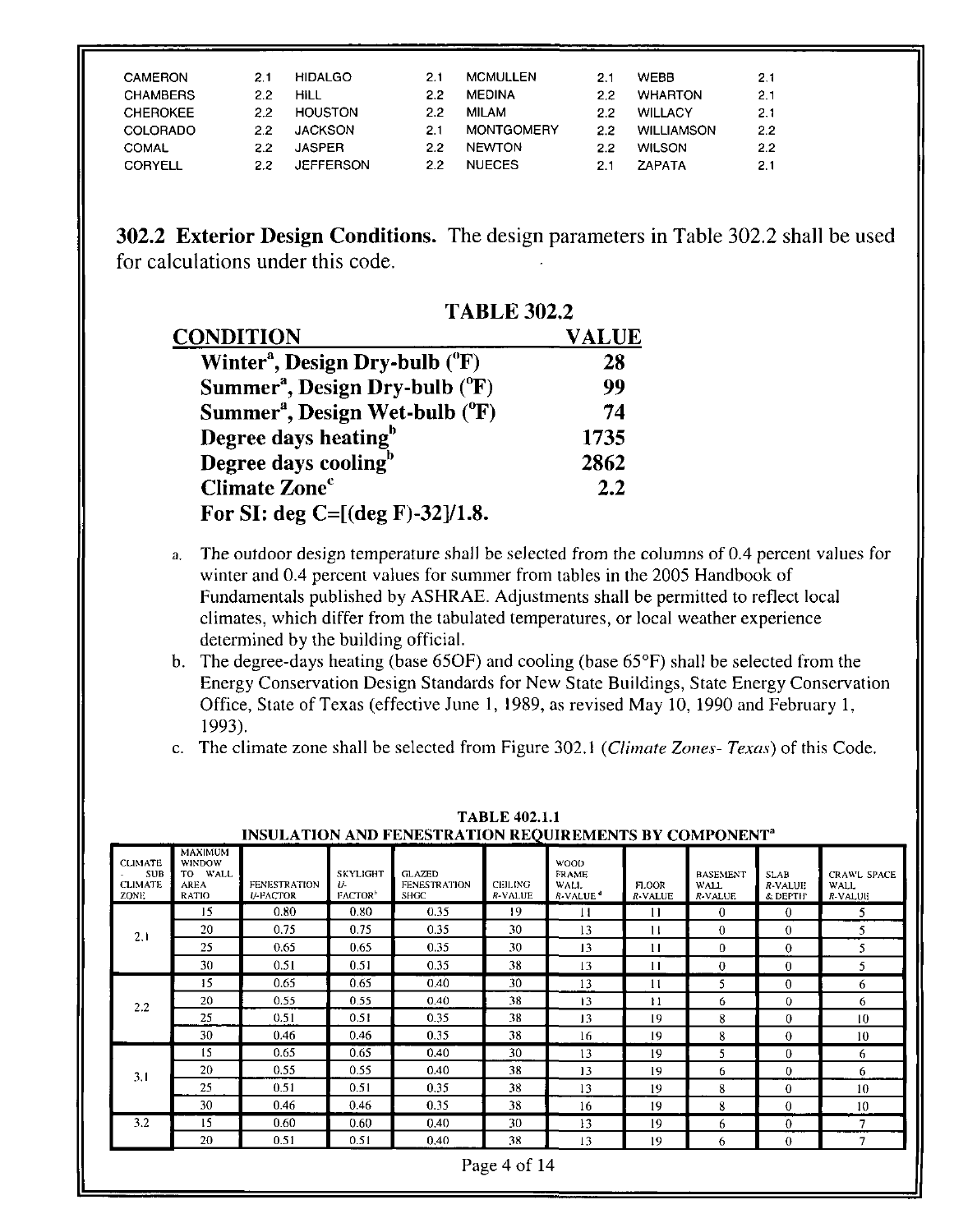| | | | | | | | | | |
|---|---|---|---|---|---|---|---|---|---|
| CAMERON | 2.1 | HIDALGO | 2.1 | MCMULLEN | 2.1 | WEBB | 2.1 |
| CHAMBERS | 2.2 | HILL | 2.2 | MEDINA | 2.2 | WHARTON | 2.1 |
| CHEROKEE | 2.2 | HOUSTON | 2.2 | MILAM | 2.2 | WILLACY | 2.1 |
| COLORADO | 2.2 | JACKSON | 2.1 | MONTGOMERY | 2.2 | WILLIAMSON | 2.2 |
| COMAL | 2.2 | JASPER | 2.2 | NEWTON | 2.2 | WILSON | 2.2 |
| CORYELL | 2.2 | JEFFERSON | 2.2 | NUECES | 2.1 | ZAPATA | 2.1 |

**302.2 Exterior Design Conditions.** The design parameters in Table 302.2 shall be used for calculations under this code.

**TABLE 302.2**

| CONDITION | VALUE |
|---|---|
| Winter[a], Design Dry-bulb (°F) | 28 |
| Summer[a], Design Dry-bulb (°F) | 99 |
| Summer[a], Design Wet-bulb (°F) | 74 |
| Degree days heating[b] | 1735 |
| Degree days cooling[b] | 2862 |
| Climate Zone[c] | 2.2 |
| For SI: deg C=[(deg F)-32]/1.8. | |

a. The outdoor design temperature shall be selected from the columns of 0.4 percent values for winter and 0.4 percent values for summer from tables in the 2005 Handbook of Fundamentals published by ASHRAE. Adjustments shall be permitted to reflect local climates, which differ from the tabulated temperatures, or local weather experience determined by the building official.

b. The degree-days heating (base 65OF) and cooling (base 65°F) shall be selected from the Energy Conservation Design Standards for New State Buildings, State Energy Conservation Office, State of Texas (effective June 1, 1989, as revised May 10, 1990 and February 1, 1993).

c. The climate zone shall be selected from Figure 302.1 (*Climate Zones- Texas*) of this Code.

**TABLE 402.1.1**
**INSULATION AND FENESTRATION REQUIREMENTS BY COMPONENT[a]**

| CLIMATE - SUB CLIMATE ZONE | MAXIMUM WINDOW TO WALL AREA RATIO | FENESTRATION *U*-FACTOR | SKYLIGHT *U*-FACTOR[b] | GLAZED FENESTRATION SHGC | CEILING *R*-VALUE | WOOD FRAME WALL *R*-VALUE[d] | FLOOR *R*-VALUE | BASEMENT WALL *R*-VALUE | SLAB *R*-VALUE & DEPTH | CRAWL SPACE WALL *R*-VALUE |
|---|---|---|---|---|---|---|---|---|---|---|
| 2.1 | 15 | 0.80 | 0.80 | 0.35 | 19 | 11 | 11 | 0 | 0 | 5 |
| | 20 | 0.75 | 0.75 | 0.35 | 30 | 13 | 11 | 0 | 0 | 5 |
| | 25 | 0.65 | 0.65 | 0.35 | 30 | 13 | 11 | 0 | 0 | 5 |
| | 30 | 0.51 | 0.51 | 0.35 | 38 | 13 | 11 | 0 | 0 | 5 |
| 2.2 | 15 | 0.65 | 0.65 | 0.40 | 30 | 13 | 11 | 5 | 0 | 6 |
| | 20 | 0.55 | 0.55 | 0.40 | 38 | 13 | 11 | 6 | 0 | 6 |
| | 25 | 0.51 | 0.51 | 0.35 | 38 | 13 | 19 | 8 | 0 | 10 |
| | 30 | 0.46 | 0.46 | 0.35 | 38 | 16 | 19 | 8 | 0 | 10 |
| 3.1 | 15 | 0.65 | 0.65 | 0.40 | 30 | 13 | 19 | 5 | 0 | 6 |
| | 20 | 0.55 | 0.55 | 0.40 | 38 | 13 | 19 | 6 | 0 | 6 |
| | 25 | 0.51 | 0.51 | 0.35 | 38 | 13 | 19 | 8 | 0 | 10 |
| | 30 | 0.46 | 0.46 | 0.35 | 38 | 16 | 19 | 8 | 0 | 10 |
| 3.2 | 15 | 0.60 | 0.60 | 0.40 | 30 | 13 | 19 | 6 | 0 | 7 |
| | 20 | 0.51 | 0.51 | 0.40 | 38 | 13 | 19 | 6 | 0 | 7 |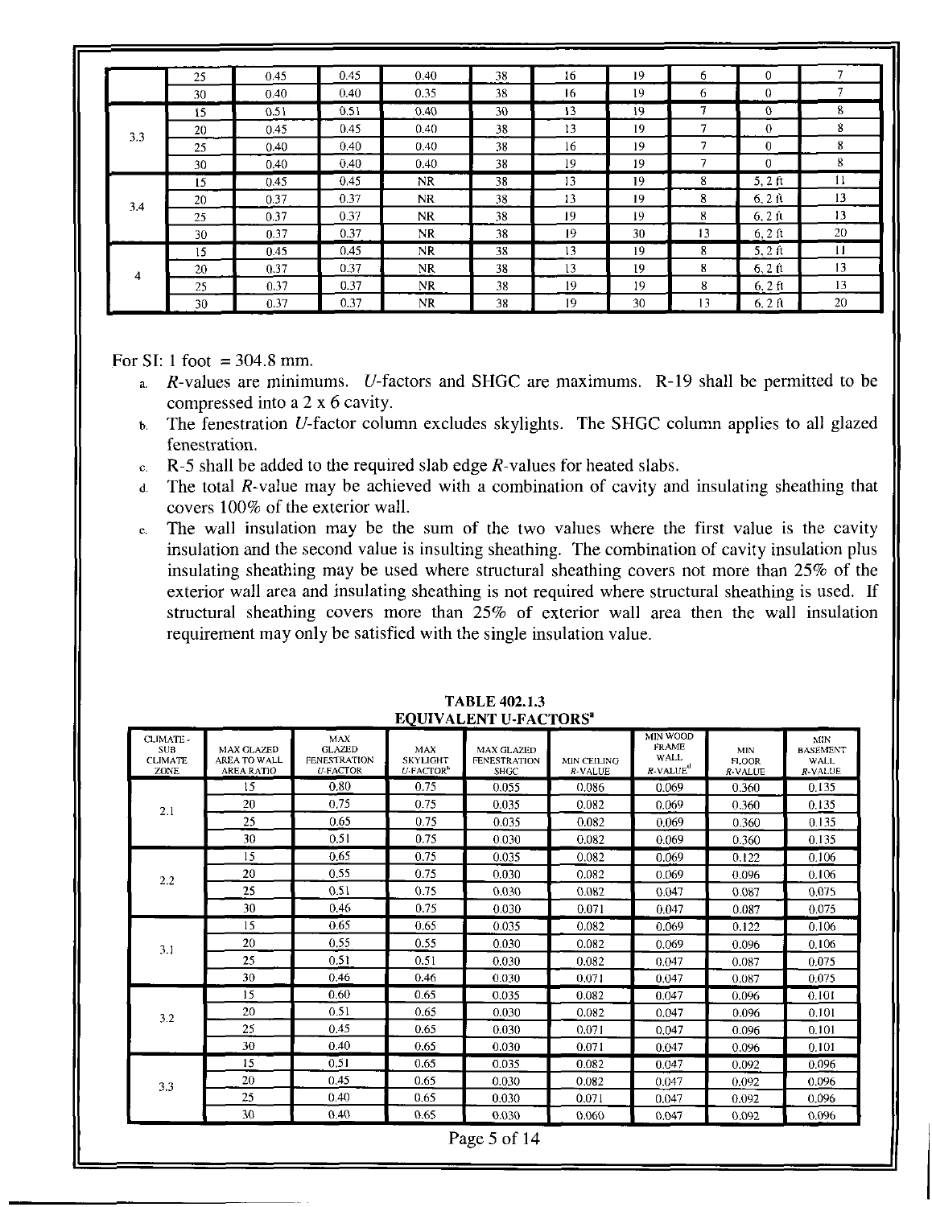| | | | | | | | | | | |
|---|---|---|---|---|---|---|---|---|---|---|
| | 25 | 0.45 | 0.45 | 0.40 | 38 | 16 | 19 | 6 | 0 | 7 |
| | 30 | 0.40 | 0.40 | 0.35 | 38 | 16 | 19 | 6 | 0 | 7 |
| 3.3 | 15 | 0.51 | 0.51 | 0.40 | 30 | 13 | 19 | 7 | 0 | 8 |
| | 20 | 0.45 | 0.45 | 0.40 | 38 | 13 | 19 | 7 | 0 | 8 |
| | 25 | 0.40 | 0.40 | 0.40 | 38 | 16 | 19 | 7 | 0 | 8 |
| | 30 | 0.40 | 0.40 | 0.40 | 38 | 19 | 19 | 7 | 0 | 8 |
| 3.4 | 15 | 0.45 | 0.45 | NR | 38 | 13 | 19 | 8 | 5, 2 ft | 11 |
| | 20 | 0.37 | 0.37 | NR | 38 | 13 | 19 | 8 | 6, 2 ft | 13 |
| | 25 | 0.37 | 0.37 | NR | 38 | 19 | 19 | 8 | 6, 2 ft | 13 |
| | 30 | 0.37 | 0.37 | NR | 38 | 19 | 30 | 13 | 6, 2 ft | 20 |
| 4 | 15 | 0.45 | 0.45 | NR | 38 | 13 | 19 | 8 | 5, 2 ft | 11 |
| | 20 | 0.37 | 0.37 | NR | 38 | 13 | 19 | 8 | 6, 2 ft | 13 |
| | 25 | 0.37 | 0.37 | NR | 38 | 19 | 19 | 8 | 6, 2 ft | 13 |
| | 30 | 0.37 | 0.37 | NR | 38 | 19 | 30 | 13 | 6, 2 ft | 20 |

For SI: 1 foot = 304.8 mm.

a. *R*-values are minimums. *U*-factors and SHGC are maximums. R-19 shall be permitted to be compressed into a 2 x 6 cavity.

b. The fenestration *U*-factor column excludes skylights. The SHGC column applies to all glazed fenestration.

c. R-5 shall be added to the required slab edge *R*-values for heated slabs.

d. The total *R*-value may be achieved with a combination of cavity and insulating sheathing that covers 100% of the exterior wall.

e. The wall insulation may be the sum of the two values where the first value is the cavity insulation and the second value is insulting sheathing. The combination of cavity insulation plus insulating sheathing may be used where structural sheathing covers not more than 25% of the exterior wall area and insulating sheathing is not required where structural sheathing is used. If structural sheathing covers more than 25% of exterior wall area then the wall insulation requirement may only be satisfied with the single insulation value.

**TABLE 402.1.3**
**EQUIVALENT U-FACTORS[a]**

| CLIMATE - SUB CLIMATE ZONE | MAX GLAZED AREA TO WALL AREA RATIO | MAX GLAZED FENESTRATION *U*-FACTOR | MAX SKYLIGHT *U*-FACTOR[b] | MAX GLAZED FENESTRATION SHGC | MIN CEILING *R*-VALUE | MIN WOOD FRAME WALL *R*-VALUE[d] | MIN FLOOR *R*-VALUE | MIN BASEMENT WALL *R*-VALUE |
|---|---|---|---|---|---|---|---|---|
| 2.1 | 15 | 0.80 | 0.75 | 0.055 | 0.086 | 0.069 | 0.360 | 0.135 |
| | 20 | 0.75 | 0.75 | 0.035 | 0.082 | 0.069 | 0.360 | 0.135 |
| | 25 | 0.65 | 0.75 | 0.035 | 0.082 | 0.069 | 0.360 | 0.135 |
| | 30 | 0.51 | 0.75 | 0.030 | 0.082 | 0.069 | 0.360 | 0.135 |
| 2.2 | 15 | 0.65 | 0.75 | 0.035 | 0.082 | 0.069 | 0.122 | 0.106 |
| | 20 | 0.55 | 0.75 | 0.030 | 0.082 | 0.069 | 0.096 | 0.106 |
| | 25 | 0.51 | 0.75 | 0.030 | 0.082 | 0.047 | 0.087 | 0.075 |
| | 30 | 0.46 | 0.75 | 0.030 | 0.071 | 0.047 | 0.087 | 0.075 |
| 3.1 | 15 | 0.65 | 0.65 | 0.035 | 0.082 | 0.069 | 0.122 | 0.106 |
| | 20 | 0.55 | 0.55 | 0.030 | 0.082 | 0.069 | 0.096 | 0.106 |
| | 25 | 0.51 | 0.51 | 0.030 | 0.082 | 0.047 | 0.087 | 0.075 |
| | 30 | 0.46 | 0.46 | 0.030 | 0.071 | 0.047 | 0.087 | 0.075 |
| 3.2 | 15 | 0.60 | 0.65 | 0.035 | 0.082 | 0.047 | 0.096 | 0.101 |
| | 20 | 0.51 | 0.65 | 0.030 | 0.082 | 0.047 | 0.096 | 0.101 |
| | 25 | 0.45 | 0.65 | 0.030 | 0.071 | 0.047 | 0.096 | 0.101 |
| | 30 | 0.40 | 0.65 | 0.030 | 0.071 | 0.047 | 0.096 | 0.101 |
| 3.3 | 15 | 0.51 | 0.65 | 0.035 | 0.082 | 0.047 | 0.092 | 0.096 |
| | 20 | 0.45 | 0.65 | 0.030 | 0.082 | 0.047 | 0.092 | 0.096 |
| | 25 | 0.40 | 0.65 | 0.030 | 0.071 | 0.047 | 0.092 | 0.096 |
| | 30 | 0.40 | 0.65 | 0.030 | 0.060 | 0.047 | 0.092 | 0.096 |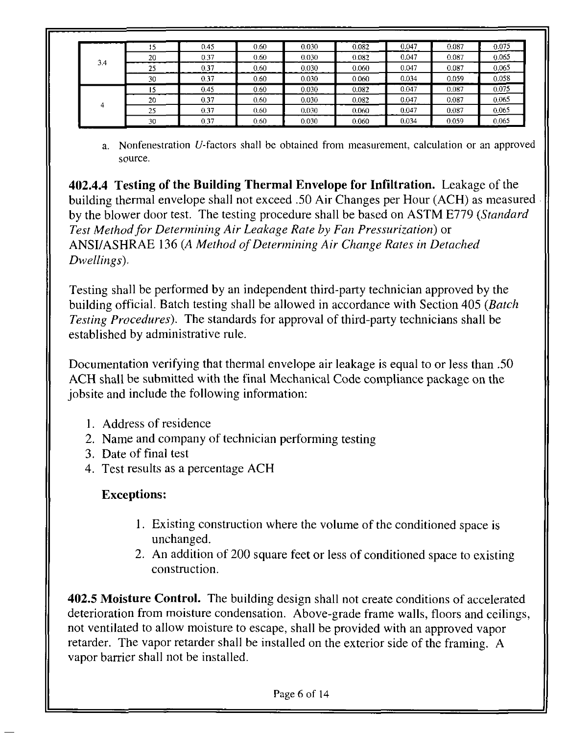| | | | | | | | | |
|---|---|---|---|---|---|---|---|---|
| 3.4 | 15 | 0.45 | 0.60 | 0.030 | 0.082 | 0.047 | 0.087 | 0.075 |
| | 20 | 0.37 | 0.60 | 0.030 | 0.082 | 0.047 | 0.087 | 0.065 |
| | 25 | 0.37 | 0.60 | 0.030 | 0.060 | 0.047 | 0.087 | 0.065 |
| | 30 | 0.37 | 0.60 | 0.030 | 0.060 | 0.034 | 0.059 | 0.058 |
| 4 | 15 | 0.45 | 0.60 | 0.030 | 0.082 | 0.047 | 0.087 | 0.075 |
| | 20 | 0.37 | 0.60 | 0.030 | 0.082 | 0.047 | 0.087 | 0.065 |
| | 25 | 0.37 | 0.60 | 0.030 | 0.060 | 0.047 | 0.087 | 0.065 |
| | 30 | 0.37 | 0.60 | 0.030 | 0.060 | 0.034 | 0.059 | 0.065 |

a. Nonfenestration *U*-factors shall be obtained from measurement, calculation or an approved source.

**402.4.4 Testing of the Building Thermal Envelope for Infiltration.** Leakage of the building thermal envelope shall not exceed .50 Air Changes per Hour (ACH) as measured by the blower door test. The testing procedure shall be based on ASTM E779 (*Standard Test Method for Determining Air Leakage Rate by Fan Pressurization*) or ANSI/ASHRAE 136 (*A Method of Determining Air Change Rates in Detached Dwellings*).

Testing shall be performed by an independent third-party technician approved by the building official. Batch testing shall be allowed in accordance with Section 405 (*Batch Testing Procedures*). The standards for approval of third-party technicians shall be established by administrative rule.

Documentation verifying that thermal envelope air leakage is equal to or less than .50 ACH shall be submitted with the final Mechanical Code compliance package on the jobsite and include the following information:

1. Address of residence
2. Name and company of technician performing testing
3. Date of final test
4. Test results as a percentage ACH

**Exceptions:**

1. Existing construction where the volume of the conditioned space is unchanged.
2. An addition of 200 square feet or less of conditioned space to existing construction.

**402.5 Moisture Control.** The building design shall not create conditions of accelerated deterioration from moisture condensation. Above-grade frame walls, floors and ceilings, not ventilated to allow moisture to escape, shall be provided with an approved vapor retarder. The vapor retarder shall be installed on the exterior side of the framing. A vapor barrier shall not be installed.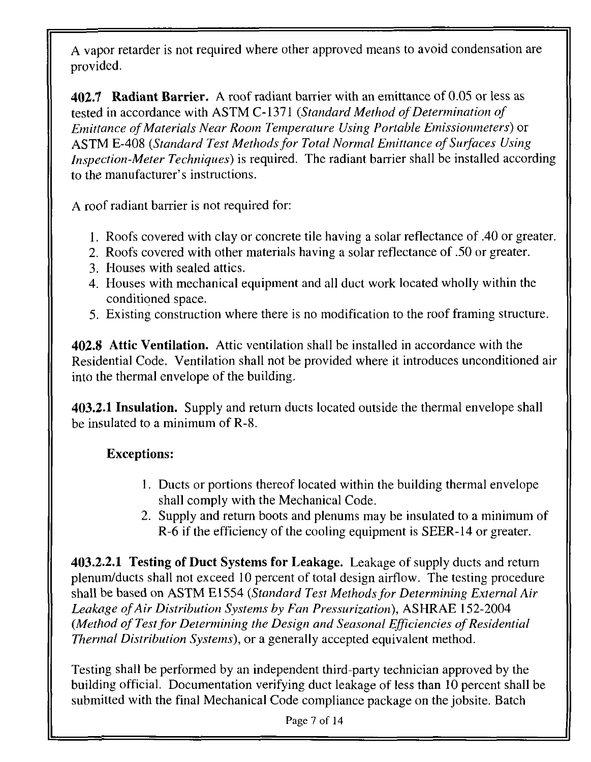A vapor retarder is not required where other approved means to avoid condensation are provided.

**402.7 Radiant Barrier.** A roof radiant barrier with an emittance of 0.05 or less as tested in accordance with ASTM C-1371 (*Standard Method of Determination of Emittance of Materials Near Room Temperature Using Portable Emissionmeters*) or ASTM E-408 (*Standard Test Methods for Total Normal Emittance of Surfaces Using Inspection-Meter Techniques*) is required. The radiant barrier shall be installed according to the manufacturer's instructions.

A roof radiant barrier is not required for:

1. Roofs covered with clay or concrete tile having a solar reflectance of .40 or greater.
2. Roofs covered with other materials having a solar reflectance of .50 or greater.
3. Houses with sealed attics.
4. Houses with mechanical equipment and all duct work located wholly within the conditioned space.
5. Existing construction where there is no modification to the roof framing structure.

**402.8 Attic Ventilation.** Attic ventilation shall be installed in accordance with the Residential Code. Ventilation shall not be provided where it introduces unconditioned air into the thermal envelope of the building.

**403.2.1 Insulation.** Supply and return ducts located outside the thermal envelope shall be insulated to a minimum of R-8.

**Exceptions:**

1. Ducts or portions thereof located within the building thermal envelope shall comply with the Mechanical Code.
2. Supply and return boots and plenums may be insulated to a minimum of R-6 if the efficiency of the cooling equipment is SEER-14 or greater.

**403.2.2.1 Testing of Duct Systems for Leakage.** Leakage of supply ducts and return plenum/ducts shall not exceed 10 percent of total design airflow. The testing procedure shall be based on ASTM E1554 (*Standard Test Methods for Determining External Air Leakage of Air Distribution Systems by Fan Pressurization*), ASHRAE 152-2004 (*Method of Test for Determining the Design and Seasonal Efficiencies of Residential Thermal Distribution Systems*), or a generally accepted equivalent method.

Testing shall be performed by an independent third-party technician approved by the building official. Documentation verifying duct leakage of less than 10 percent shall be submitted with the final Mechanical Code compliance package on the jobsite. Batch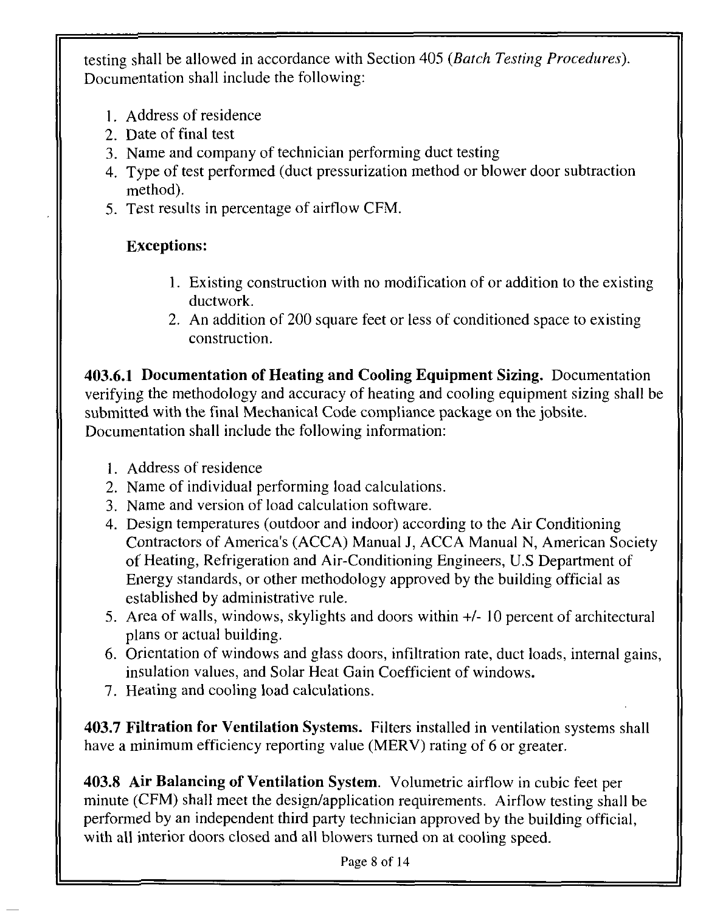testing shall be allowed in accordance with Section 405 (*Batch Testing Procedures*). Documentation shall include the following:

1. Address of residence
2. Date of final test
3. Name and company of technician performing duct testing
4. Type of test performed (duct pressurization method or blower door subtraction method).
5. Test results in percentage of airflow CFM.

**Exceptions:**

1. Existing construction with no modification of or addition to the existing ductwork.
2. An addition of 200 square feet or less of conditioned space to existing construction.

**403.6.1 Documentation of Heating and Cooling Equipment Sizing.** Documentation verifying the methodology and accuracy of heating and cooling equipment sizing shall be submitted with the final Mechanical Code compliance package on the jobsite. Documentation shall include the following information:

1. Address of residence
2. Name of individual performing load calculations.
3. Name and version of load calculation software.
4. Design temperatures (outdoor and indoor) according to the Air Conditioning Contractors of America's (ACCA) Manual J, ACCA Manual N, American Society of Heating, Refrigeration and Air-Conditioning Engineers, U.S Department of Energy standards, or other methodology approved by the building official as established by administrative rule.
5. Area of walls, windows, skylights and doors within +/- 10 percent of architectural plans or actual building.
6. Orientation of windows and glass doors, infiltration rate, duct loads, internal gains, insulation values, and Solar Heat Gain Coefficient of windows.
7. Heating and cooling load calculations.

**403.7 Filtration for Ventilation Systems.** Filters installed in ventilation systems shall have a minimum efficiency reporting value (MERV) rating of 6 or greater.

**403.8 Air Balancing of Ventilation System**. Volumetric airflow in cubic feet per minute (CFM) shall meet the design/application requirements. Airflow testing shall be performed by an independent third party technician approved by the building official, with all interior doors closed and all blowers turned on at cooling speed.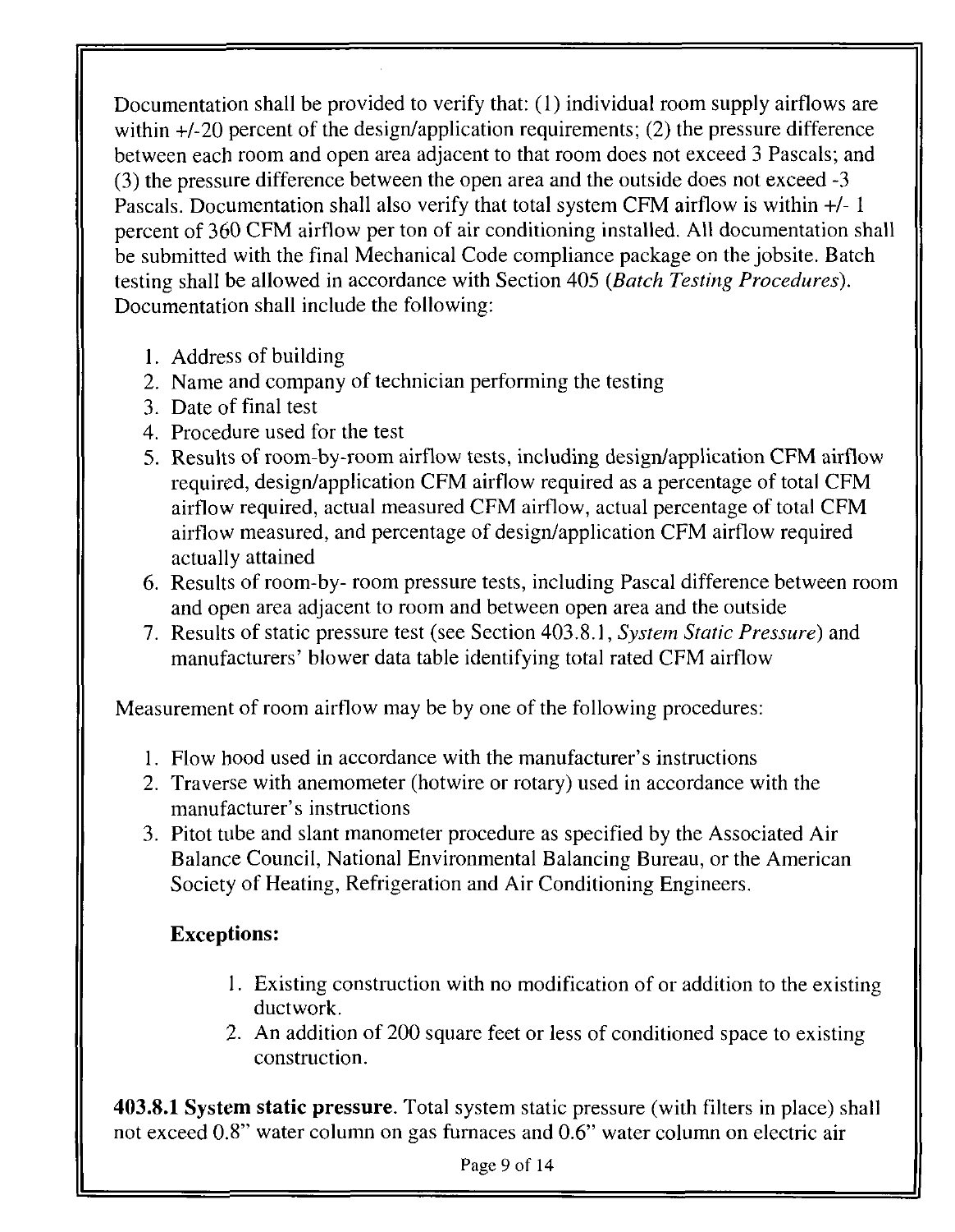Documentation shall be provided to verify that: (1) individual room supply airflows are within +/-20 percent of the design/application requirements; (2) the pressure difference between each room and open area adjacent to that room does not exceed 3 Pascals; and (3) the pressure difference between the open area and the outside does not exceed -3 Pascals. Documentation shall also verify that total system CFM airflow is within +/- 1 percent of 360 CFM airflow per ton of air conditioning installed. All documentation shall be submitted with the final Mechanical Code compliance package on the jobsite. Batch testing shall be allowed in accordance with Section 405 (*Batch Testing Procedures*). Documentation shall include the following:

1. Address of building
2. Name and company of technician performing the testing
3. Date of final test
4. Procedure used for the test
5. Results of room-by-room airflow tests, including design/application CFM airflow required, design/application CFM airflow required as a percentage of total CFM airflow required, actual measured CFM airflow, actual percentage of total CFM airflow measured, and percentage of design/application CFM airflow required actually attained
6. Results of room-by- room pressure tests, including Pascal difference between room and open area adjacent to room and between open area and the outside
7. Results of static pressure test (see Section 403.8.1, *System Static Pressure*) and manufacturers' blower data table identifying total rated CFM airflow

Measurement of room airflow may be by one of the following procedures:

1. Flow hood used in accordance with the manufacturer's instructions
2. Traverse with anemometer (hotwire or rotary) used in accordance with the manufacturer's instructions
3. Pitot tube and slant manometer procedure as specified by the Associated Air Balance Council, National Environmental Balancing Bureau, or the American Society of Heating, Refrigeration and Air Conditioning Engineers.

**Exceptions:**

1. Existing construction with no modification of or addition to the existing ductwork.
2. An addition of 200 square feet or less of conditioned space to existing construction.

**403.8.1 System static pressure**. Total system static pressure (with filters in place) shall not exceed 0.8" water column on gas furnaces and 0.6" water column on electric air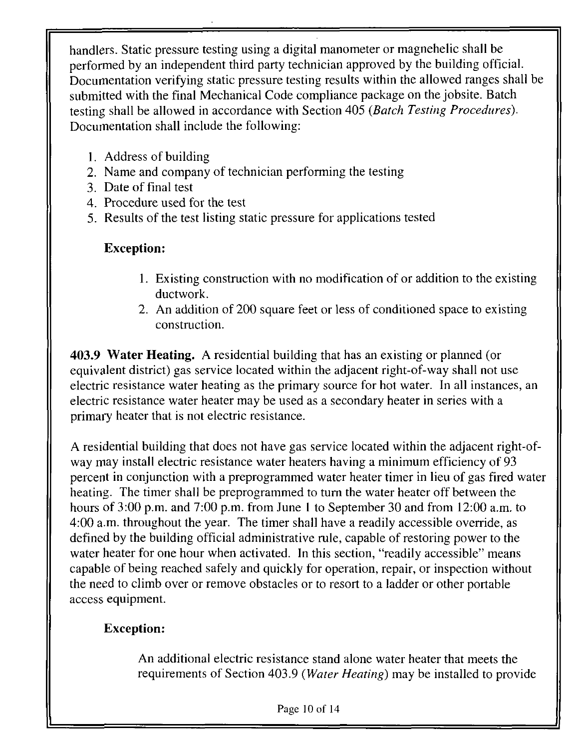handlers. Static pressure testing using a digital manometer or magnehelic shall be performed by an independent third party technician approved by the building official. Documentation verifying static pressure testing results within the allowed ranges shall be submitted with the final Mechanical Code compliance package on the jobsite. Batch testing shall be allowed in accordance with Section 405 (*Batch Testing Procedures*). Documentation shall include the following:

1. Address of building
2. Name and company of technician performing the testing
3. Date of final test
4. Procedure used for the test
5. Results of the test listing static pressure for applications tested

**Exception:**

1. Existing construction with no modification of or addition to the existing ductwork.
2. An addition of 200 square feet or less of conditioned space to existing construction.

**403.9 Water Heating.** A residential building that has an existing or planned (or equivalent district) gas service located within the adjacent right-of-way shall not use electric resistance water heating as the primary source for hot water. In all instances, an electric resistance water heater may be used as a secondary heater in series with a primary heater that is not electric resistance.

A residential building that does not have gas service located within the adjacent right-of-way may install electric resistance water heaters having a minimum efficiency of 93 percent in conjunction with a preprogrammed water heater timer in lieu of gas fired water heating. The timer shall be preprogrammed to turn the water heater off between the hours of 3:00 p.m. and 7:00 p.m. from June 1 to September 30 and from 12:00 a.m. to 4:00 a.m. throughout the year. The timer shall have a readily accessible override, as defined by the building official administrative rule, capable of restoring power to the water heater for one hour when activated. In this section, "readily accessible" means capable of being reached safely and quickly for operation, repair, or inspection without the need to climb over or remove obstacles or to resort to a ladder or other portable access equipment.

**Exception:**

An additional electric resistance stand alone water heater that meets the requirements of Section 403.9 (*Water Heating*) may be installed to provide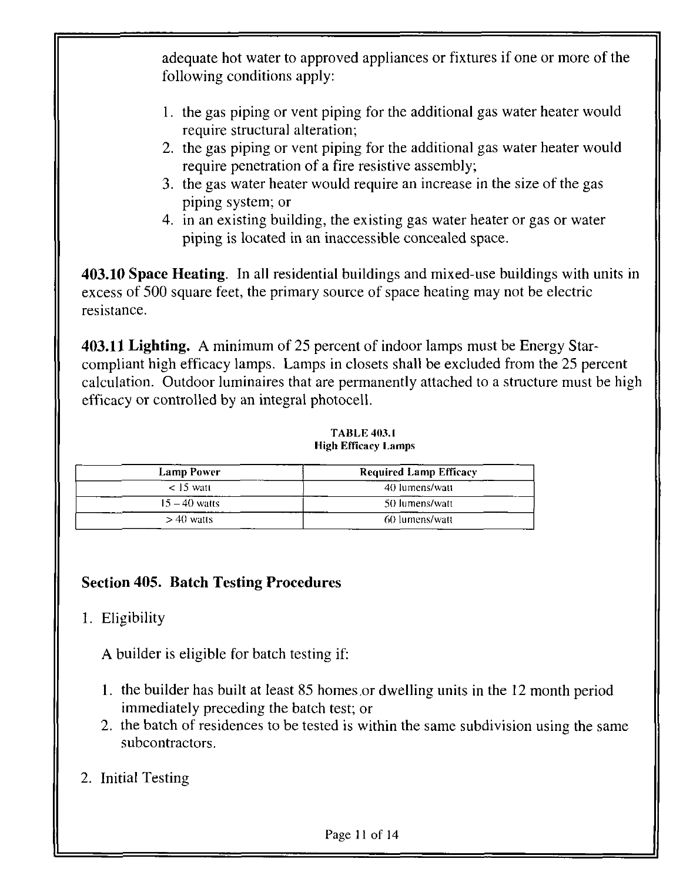adequate hot water to approved appliances or fixtures if one or more of the following conditions apply:

1. the gas piping or vent piping for the additional gas water heater would require structural alteration;
2. the gas piping or vent piping for the additional gas water heater would require penetration of a fire resistive assembly;
3. the gas water heater would require an increase in the size of the gas piping system; or
4. in an existing building, the existing gas water heater or gas or water piping is located in an inaccessible concealed space.

**403.10 Space Heating**. In all residential buildings and mixed-use buildings with units in excess of 500 square feet, the primary source of space heating may not be electric resistance.

**403.11 Lighting.** A minimum of 25 percent of indoor lamps must be Energy Star-compliant high efficacy lamps. Lamps in closets shall be excluded from the 25 percent calculation. Outdoor luminaires that are permanently attached to a structure must be high efficacy or controlled by an integral photocell.

**TABLE 403.1**
**High Efficacy Lamps**

| Lamp Power | Required Lamp Efficacy |
|---|---|
| < 15 watt | 40 lumens/watt |
| 15 – 40 watts | 50 lumens/watt |
| > 40 watts | 60 lumens/watt |

## Section 405. Batch Testing Procedures

1. Eligibility

   A builder is eligible for batch testing if:

   1. the builder has built at least 85 homes or dwelling units in the 12 month period immediately preceding the batch test; or
   2. the batch of residences to be tested is within the same subdivision using the same subcontractors.

2. Initial Testing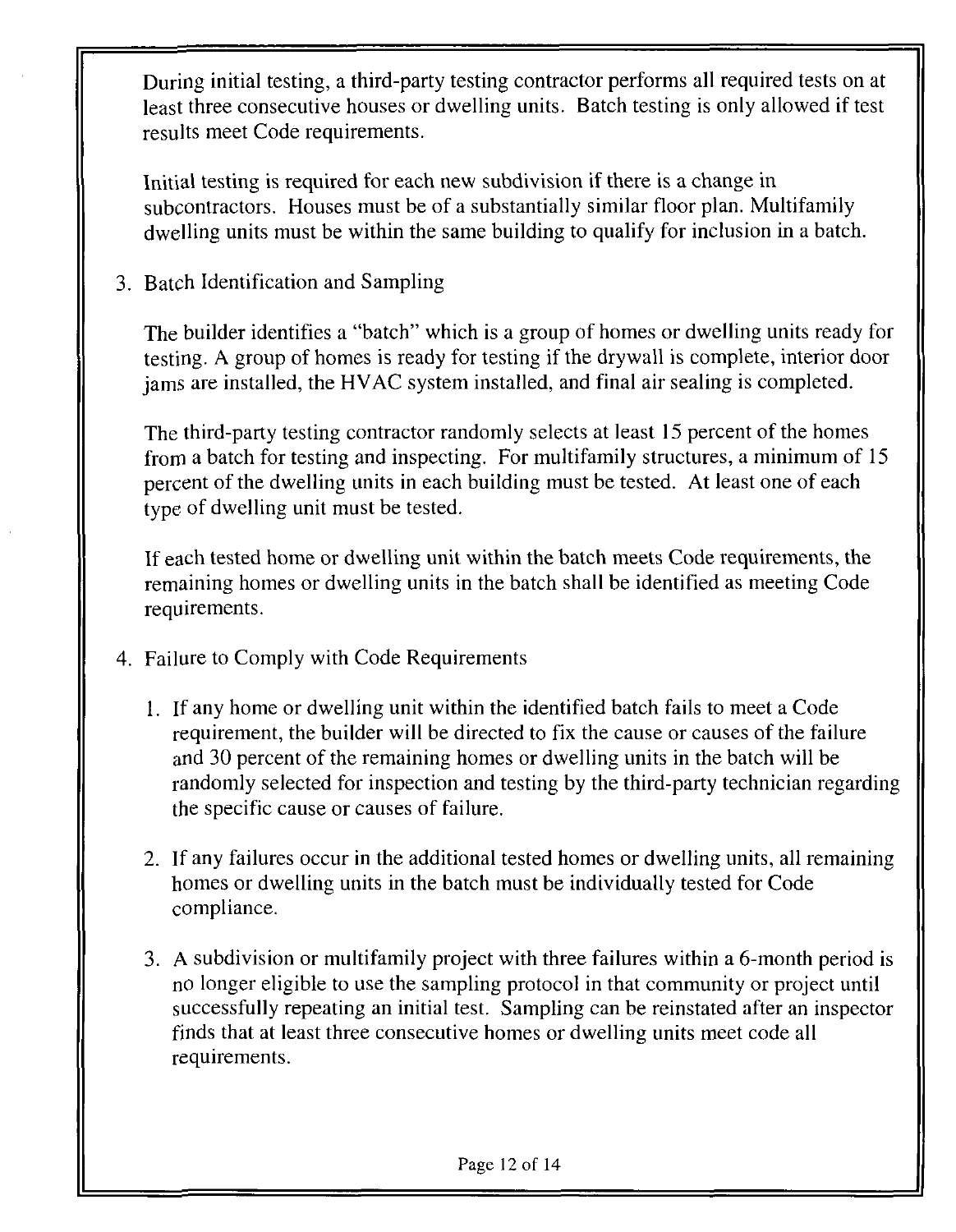During initial testing, a third-party testing contractor performs all required tests on at least three consecutive houses or dwelling units. Batch testing is only allowed if test results meet Code requirements.

Initial testing is required for each new subdivision if there is a change in subcontractors. Houses must be of a substantially similar floor plan. Multifamily dwelling units must be within the same building to qualify for inclusion in a batch.

3. Batch Identification and Sampling

   The builder identifies a "batch" which is a group of homes or dwelling units ready for testing. A group of homes is ready for testing if the drywall is complete, interior door jams are installed, the HVAC system installed, and final air sealing is completed.

   The third-party testing contractor randomly selects at least 15 percent of the homes from a batch for testing and inspecting. For multifamily structures, a minimum of 15 percent of the dwelling units in each building must be tested. At least one of each type of dwelling unit must be tested.

   If each tested home or dwelling unit within the batch meets Code requirements, the remaining homes or dwelling units in the batch shall be identified as meeting Code requirements.

4. Failure to Comply with Code Requirements

   1. If any home or dwelling unit within the identified batch fails to meet a Code requirement, the builder will be directed to fix the cause or causes of the failure and 30 percent of the remaining homes or dwelling units in the batch will be randomly selected for inspection and testing by the third-party technician regarding the specific cause or causes of failure.

   2. If any failures occur in the additional tested homes or dwelling units, all remaining homes or dwelling units in the batch must be individually tested for Code compliance.

   3. A subdivision or multifamily project with three failures within a 6-month period is no longer eligible to use the sampling protocol in that community or project until successfully repeating an initial test. Sampling can be reinstated after an inspector finds that at least three consecutive homes or dwelling units meet code all requirements.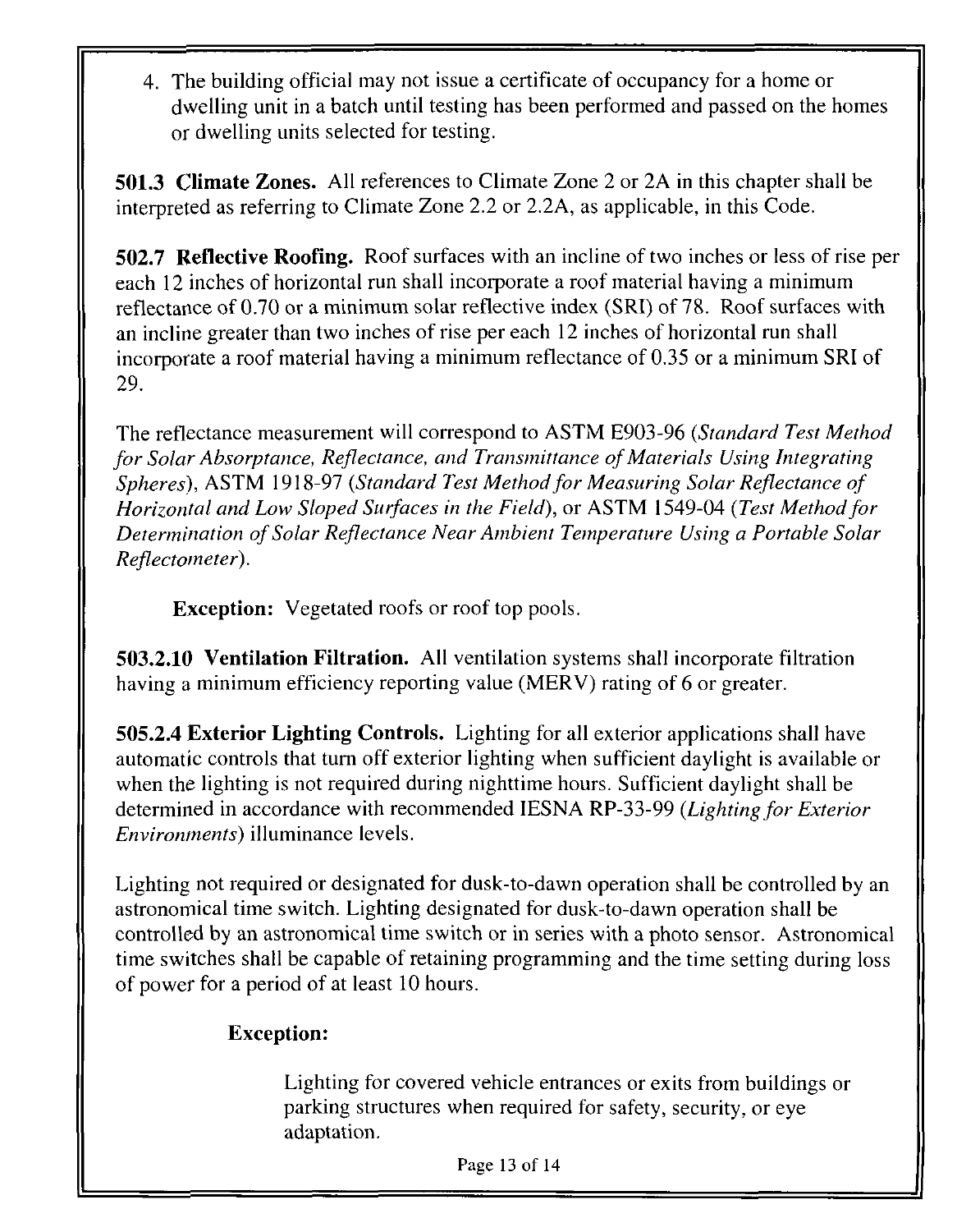4. The building official may not issue a certificate of occupancy for a home or dwelling unit in a batch until testing has been performed and passed on the homes or dwelling units selected for testing.

**501.3 Climate Zones.** All references to Climate Zone 2 or 2A in this chapter shall be interpreted as referring to Climate Zone 2.2 or 2.2A, as applicable, in this Code.

**502.7 Reflective Roofing.** Roof surfaces with an incline of two inches or less of rise per each 12 inches of horizontal run shall incorporate a roof material having a minimum reflectance of 0.70 or a minimum solar reflective index (SRI) of 78. Roof surfaces with an incline greater than two inches of rise per each 12 inches of horizontal run shall incorporate a roof material having a minimum reflectance of 0.35 or a minimum SRI of 29.

The reflectance measurement will correspond to ASTM E903-96 (*Standard Test Method for Solar Absorptance, Reflectance, and Transmittance of Materials Using Integrating Spheres*), ASTM 1918-97 (*Standard Test Method for Measuring Solar Reflectance of Horizontal and Low Sloped Surfaces in the Field*), or ASTM 1549-04 (*Test Method for Determination of Solar Reflectance Near Ambient Temperature Using a Portable Solar Reflectometer*).

**Exception:** Vegetated roofs or roof top pools.

**503.2.10 Ventilation Filtration.** All ventilation systems shall incorporate filtration having a minimum efficiency reporting value (MERV) rating of 6 or greater.

**505.2.4 Exterior Lighting Controls.** Lighting for all exterior applications shall have automatic controls that turn off exterior lighting when sufficient daylight is available or when the lighting is not required during nighttime hours. Sufficient daylight shall be determined in accordance with recommended IESNA RP-33-99 (*Lighting for Exterior Environments*) illuminance levels.

Lighting not required or designated for dusk-to-dawn operation shall be controlled by an astronomical time switch. Lighting designated for dusk-to-dawn operation shall be controlled by an astronomical time switch or in series with a photo sensor. Astronomical time switches shall be capable of retaining programming and the time setting during loss of power for a period of at least 10 hours.

**Exception:**

Lighting for covered vehicle entrances or exits from buildings or parking structures when required for safety, security, or eye adaptation.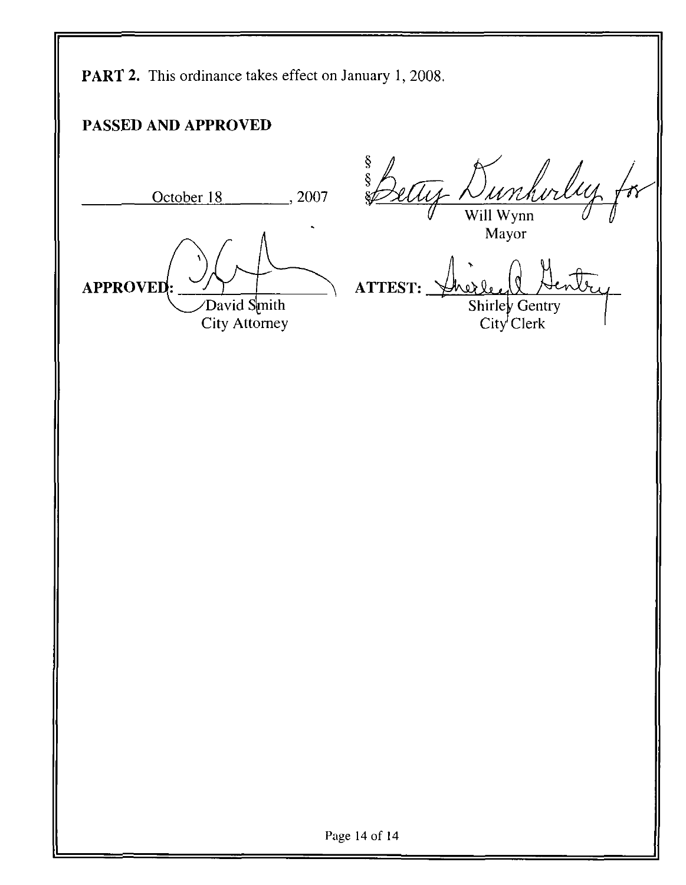**PART 2.** This ordinance takes effect on January 1, 2008.

**PASSED AND APPROVED**

| | |
|---|---|
| October 18, 2007 | §<br>§<br>§ Betty Dunkerley for<br>Will Wynn<br>Mayor |
| **APPROVED:** _______________<br>David Smith<br>City Attorney | **ATTEST:** Shirley A. Gentry<br>Shirley Gentry<br>City Clerk |